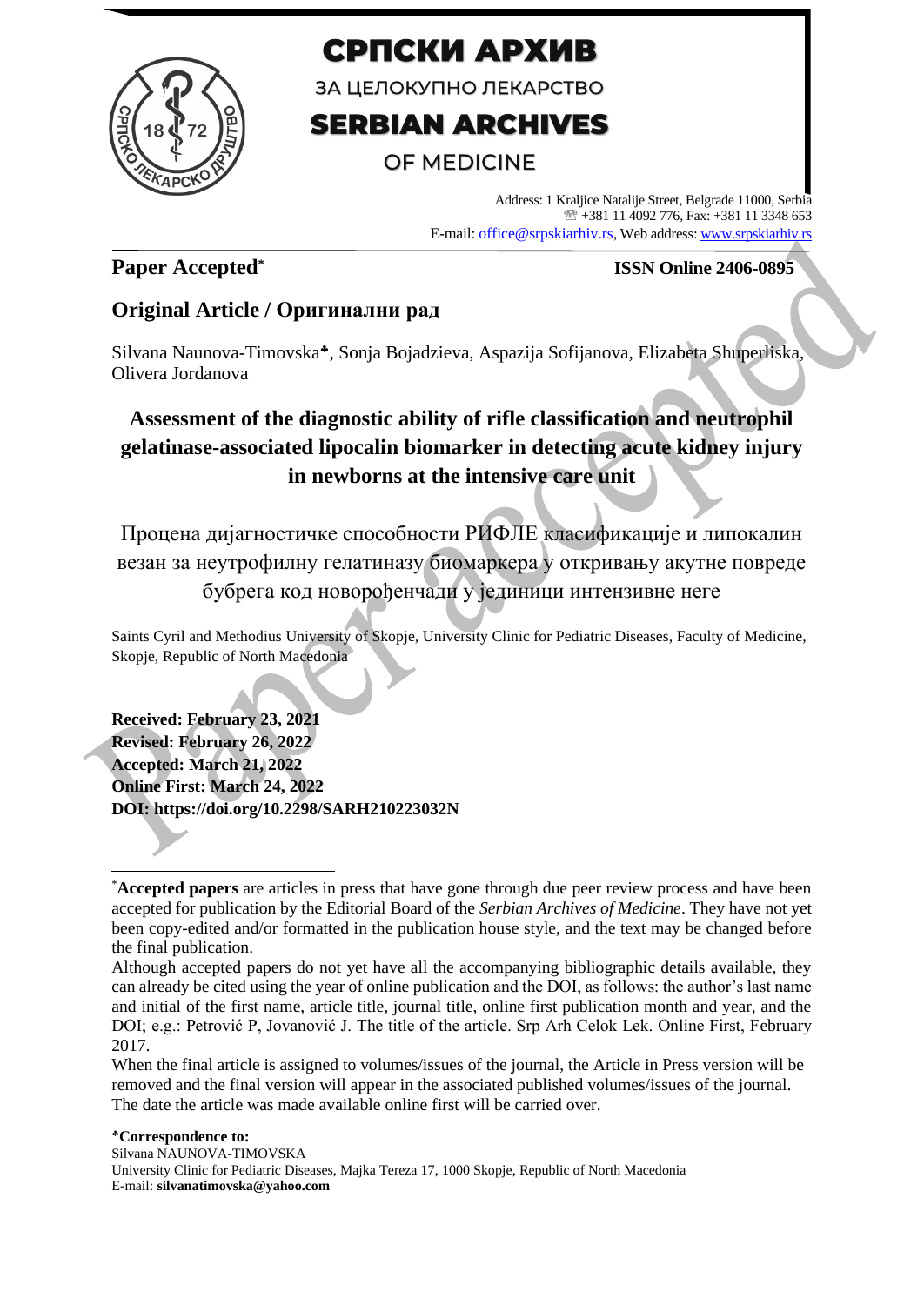# СРПСКИ АРХИВ

ЗА ЦЕЛОКУПНО ЛЕКАРСТВО

# SERBIAN ARCHIVES

OF MEDICINE

Address: 1 Kraljice Natalije Street, Belgrade 11000, Serbia
☏ +381 11 4092 776, Fax: +381 11 3348 653
E-mail: office@srpskiarhiv.rs, Web address: www.srpskiarhiv.rs

**Paper Accepted*** **ISSN Online 2406-0895**

## Original Article / Оригинални рад

Silvana Naunova-Timovska♣, Sonja Bojadzieva, Aspazija Sofijanova, Elizabeta Shuperliska, Olivera Jordanova

# Assessment of the diagnostic ability of rifle classification and neutrophil gelatinase-associated lipocalin biomarker in detecting acute kidney injury in newborns at the intensive care unit

Процена дијагностичке способности РИФЛЕ класификације и липокалин везан за неутрофилну гелатиназу биомаркера у откривању акутне повреде бубрега код новорођенчади у јединици интензивне неге

Saints Cyril and Methodius University of Skopje, University Clinic for Pediatric Diseases, Faculty of Medicine, Skopje, Republic of North Macedonia

**Received: February 23, 2021**
**Revised: February 26, 2022**
**Accepted: March 21, 2022**
**Online First: March 24, 2022**
**DOI: https://doi.org/10.2298/SARH210223032N**

---

*__Accepted papers__ are articles in press that have gone through due peer review process and have been accepted for publication by the Editorial Board of the *Serbian Archives of Medicine*. They have not yet been copy-edited and/or formatted in the publication house style, and the text may be changed before the final publication.

Although accepted papers do not yet have all the accompanying bibliographic details available, they can already be cited using the year of online publication and the DOI, as follows: the author's last name and initial of the first name, article title, journal title, online first publication month and year, and the DOI; e.g.: Petrović P, Jovanović J. The title of the article. Srp Arh Celok Lek. Online First, February 2017.

When the final article is assigned to volumes/issues of the journal, the Article in Press version will be removed and the final version will appear in the associated published volumes/issues of the journal. The date the article was made available online first will be carried over.

♣**Correspondence to:**
Silvana NAUNOVA-TIMOVSKA
University Clinic for Pediatric Diseases, Majka Tereza 17, 1000 Skopje, Republic of North Macedonia
E-mail: **silvanatimovska@yahoo.com**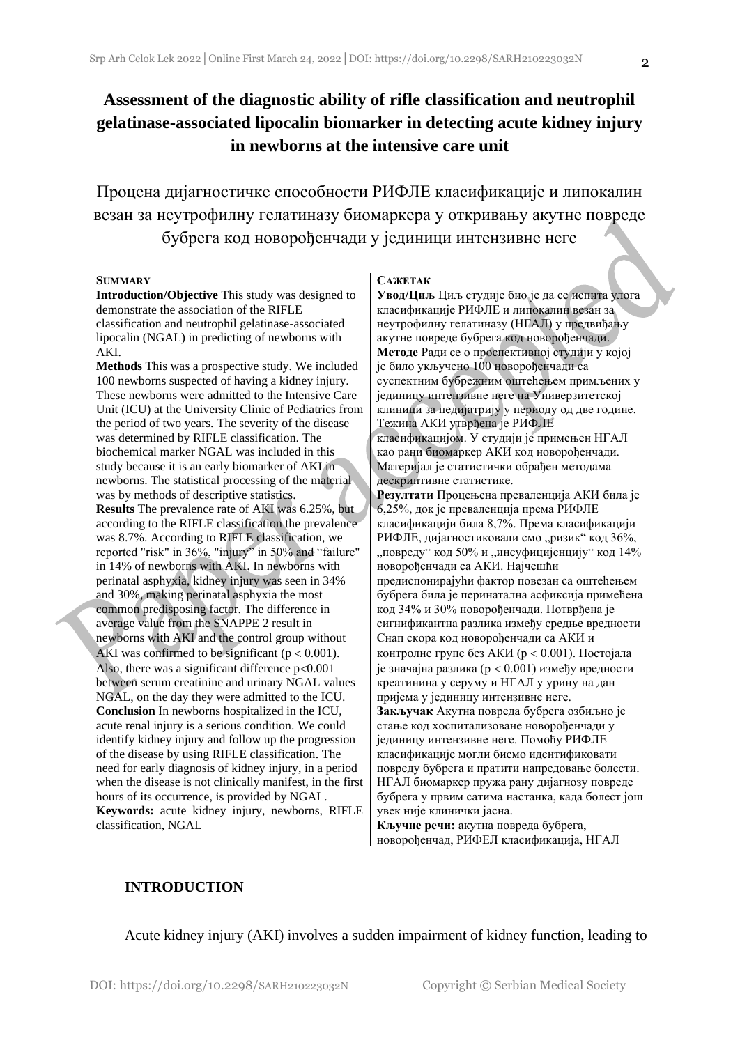# Assessment of the diagnostic ability of rifle classification and neutrophil gelatinase-associated lipocalin biomarker in detecting acute kidney injury in newborns at the intensive care unit

## Процена дијагностичке способности РИФЛЕ класификације и липокалин везан за неутрофилну гелатиназу биомаркера у откривању акутне повреде бубрега код новорођенчади у јединици интензивне неге

**SUMMARY**

**Introduction/Objective** This study was designed to demonstrate the association of the RIFLE classification and neutrophil gelatinase-associated lipocalin (NGAL) in predicting of newborns with AKI.

**Methods** This was a prospective study. We included 100 newborns suspected of having a kidney injury. These newborns were admitted to the Intensive Care Unit (ICU) at the University Clinic of Pediatrics from the period of two years. The severity of the disease was determined by RIFLE classification. The biochemical marker NGAL was included in this study because it is an early biomarker of AKI in newborns. The statistical processing of the material was by methods of descriptive statistics.

**Results** The prevalence rate of AKI was 6.25%, but according to the RIFLE classification the prevalence was 8.7%. According to RIFLE classification, we reported "risk" in 36%, "injury" in 50% and "failure" in 14% of newborns with AKI. In newborns with perinatal asphyxia, kidney injury was seen in 34% and 30%, making perinatal asphyxia the most common predisposing factor. The difference in average value from the SNAPPE 2 result in newborns with AKI and the control group without AKI was confirmed to be significant ($p < 0.001$). Also, there was a significant difference $p<0.001$ between serum creatinine and urinary NGAL values NGAL, on the day they were admitted to the ICU.

**Conclusion** In newborns hospitalized in the ICU, acute renal injury is a serious condition. We could identify kidney injury and follow up the progression of the disease by using RIFLE classification. The need for early diagnosis of kidney injury, in a period when the disease is not clinically manifest, in the first hours of its occurrence, is provided by NGAL.

**Keywords:** acute kidney injury, newborns, RIFLE classification, NGAL

**САЖЕТАК**

**Увод/Циљ** Циљ студије био је да се испита улога класификације РИФЛЕ и липокалин везан за неутрофилну гелатиназу (НГАЛ) у предвиђању акутне повреде бубрега код новорођенчади.

**Методе** Ради се о проспективној студији у којој је било укључено 100 новорођенчади са суспектним бубрежним оштећењем примљених у јединицу интензивне неге на Универзитетској клиници за педијатрију у периоду од две године. Тежина АКИ утврђена је РИФЛЕ класификацијом. У студији је примењен НГАЛ као рани биомаркер АКИ код новорођенчади. Материјал је статистички обрађен методама дескриптивне статистике.

**Резултати** Процењена преваленција АКИ била је 6,25%, док је преваленција према РИФЛЕ класификацији била 8,7%. Према класификацији РИФЛЕ, дијагностиковали смо „ризик" код 36%, „повреду" код 50% и „инсуфицијенцију" код 14% новорођенчади са АКИ. Најчешћи предиспонирајући фактор повезан са оштећењем бубрега била је перинатална асфиксија примећена код 34% и 30% новорођенчади. Потврђена је сигнификантна разлика између средње вредности Снап скора код новорођенчади са АКИ и контролне групе без АКИ ($p < 0.001$). Постојала је значајна разлика ($p < 0.001$) између вредности креатинина у серуму и НГАЛ у урину на дан пријема у јединицу интензивне неге.

**Закључак** Акутна повреда бубрега озбиљно је стање код хоспитализоване новорођенчади у јединицу интензивне неге. Помоћу РИФЛЕ класификације могли бисмо идентификовати повреду бубрега и пратити напредовање болести. НГАЛ биомаркер пружа рану дијагнозу повреде бубрега у првим сатима настанка, када болест још увек није клинички јасна.

**Кључне речи:** акутна повреда бубрега, новорођенчад, РИФЕЛ класификација, НГАЛ

## INTRODUCTION

Acute kidney injury (AKI) involves a sudden impairment of kidney function, leading to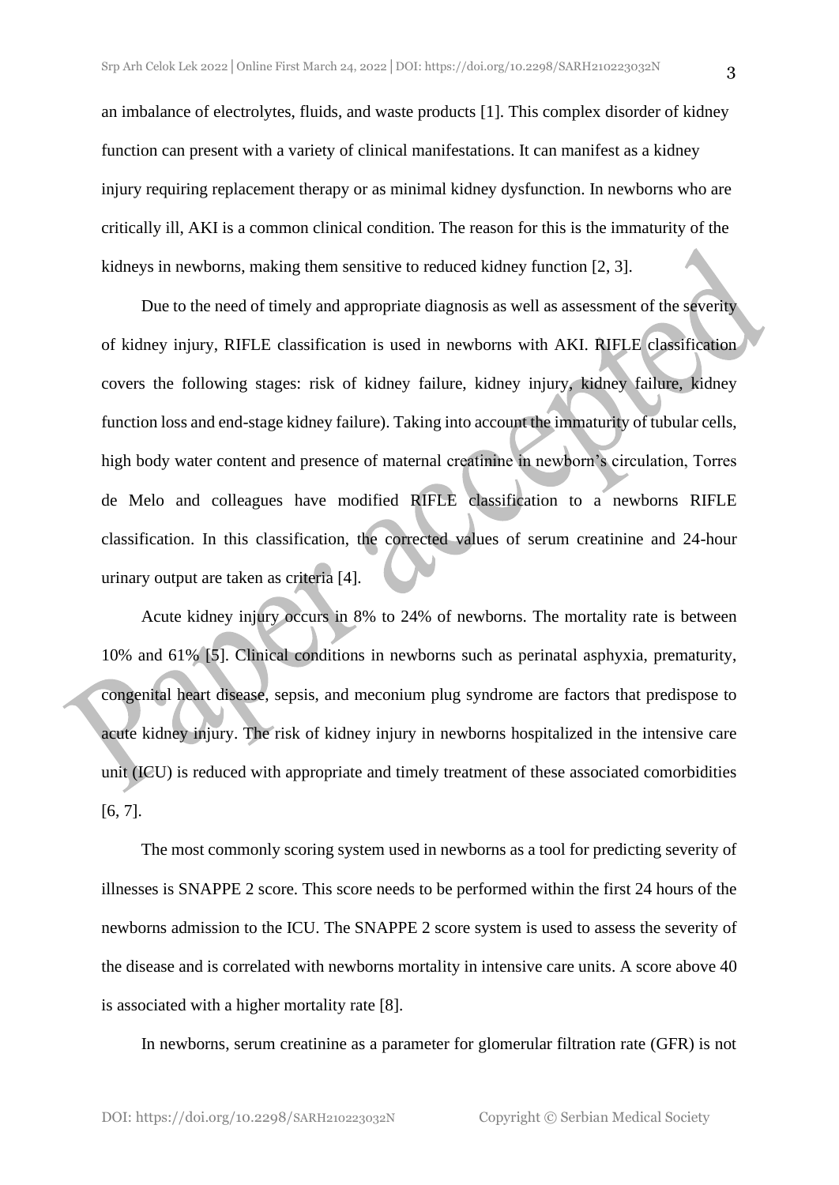an imbalance of electrolytes, fluids, and waste products [1]. This complex disorder of kidney function can present with a variety of clinical manifestations. It can manifest as a kidney injury requiring replacement therapy or as minimal kidney dysfunction. In newborns who are critically ill, AKI is a common clinical condition. The reason for this is the immaturity of the kidneys in newborns, making them sensitive to reduced kidney function [2, 3].

Due to the need of timely and appropriate diagnosis as well as assessment of the severity of kidney injury, RIFLE classification is used in newborns with AKI. RIFLE classification covers the following stages: risk of kidney failure, kidney injury, kidney failure, kidney function loss and end-stage kidney failure). Taking into account the immaturity of tubular cells, high body water content and presence of maternal creatinine in newborn's circulation, Torres de Melo and colleagues have modified RIFLE classification to a newborns RIFLE classification. In this classification, the corrected values of serum creatinine and 24-hour urinary output are taken as criteria [4].

Acute kidney injury occurs in 8% to 24% of newborns. The mortality rate is between 10% and 61% [5]. Clinical conditions in newborns such as perinatal asphyxia, prematurity, congenital heart disease, sepsis, and meconium plug syndrome are factors that predispose to acute kidney injury. The risk of kidney injury in newborns hospitalized in the intensive care unit (ICU) is reduced with appropriate and timely treatment of these associated comorbidities [6, 7].

The most commonly scoring system used in newborns as a tool for predicting severity of illnesses is SNAPPE 2 score. This score needs to be performed within the first 24 hours of the newborns admission to the ICU. The SNAPPE 2 score system is used to assess the severity of the disease and is correlated with newborns mortality in intensive care units. A score above 40 is associated with a higher mortality rate [8].

In newborns, serum creatinine as a parameter for glomerular filtration rate (GFR) is not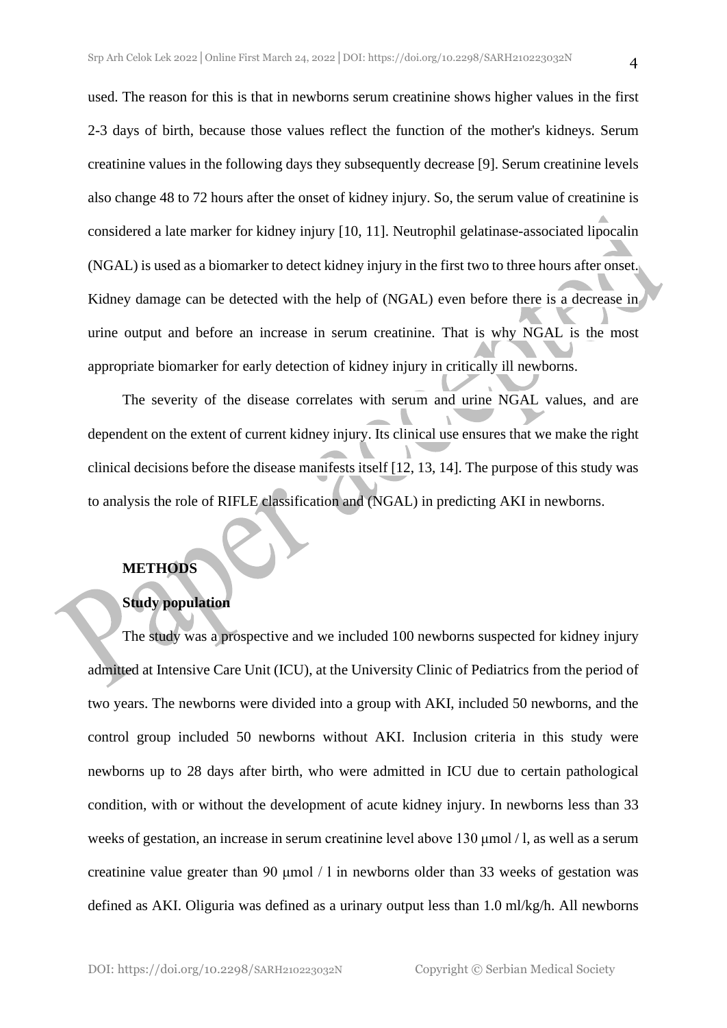used. The reason for this is that in newborns serum creatinine shows higher values in the first 2-3 days of birth, because those values reflect the function of the mother's kidneys. Serum creatinine values in the following days they subsequently decrease [9]. Serum creatinine levels also change 48 to 72 hours after the onset of kidney injury. So, the serum value of creatinine is considered a late marker for kidney injury [10, 11]. Neutrophil gelatinase-associated lipocalin (NGAL) is used as a biomarker to detect kidney injury in the first two to three hours after onset. Kidney damage can be detected with the help of (NGAL) even before there is a decrease in urine output and before an increase in serum creatinine. That is why NGAL is the most appropriate biomarker for early detection of kidney injury in critically ill newborns.

The severity of the disease correlates with serum and urine NGAL values, and are dependent on the extent of current kidney injury. Its clinical use ensures that we make the right clinical decisions before the disease manifests itself [12, 13, 14]. The purpose of this study was to analysis the role of RIFLE classification and (NGAL) in predicting AKI in newborns.

## METHODS

### Study population

The study was a prospective and we included 100 newborns suspected for kidney injury admitted at Intensive Care Unit (ICU), at the University Clinic of Pediatrics from the period of two years. The newborns were divided into a group with AKI, included 50 newborns, and the control group included 50 newborns without AKI. Inclusion criteria in this study were newborns up to 28 days after birth, who were admitted in ICU due to certain pathological condition, with or without the development of acute kidney injury. In newborns less than 33 weeks of gestation, an increase in serum creatinine level above 130 μmol / l, as well as a serum creatinine value greater than 90 μmol / l in newborns older than 33 weeks of gestation was defined as AKI. Oliguria was defined as a urinary output less than 1.0 ml/kg/h. All newborns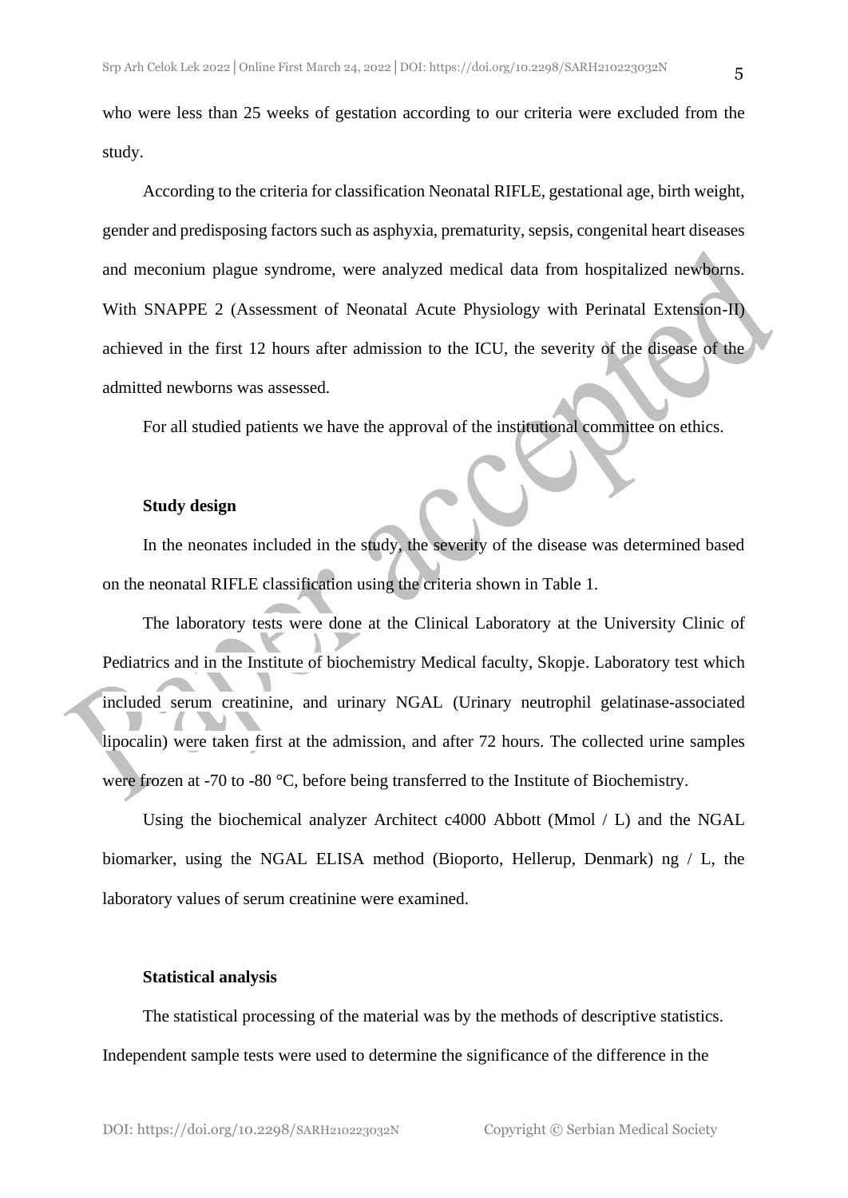who were less than 25 weeks of gestation according to our criteria were excluded from the study.

According to the criteria for classification Neonatal RIFLE, gestational age, birth weight, gender and predisposing factors such as asphyxia, prematurity, sepsis, congenital heart diseases and meconium plague syndrome, were analyzed medical data from hospitalized newborns. With SNAPPE 2 (Assessment of Neonatal Acute Physiology with Perinatal Extension-II) achieved in the first 12 hours after admission to the ICU, the severity of the disease of the admitted newborns was assessed.

For all studied patients we have the approval of the institutional committee on ethics.

**Study design**

In the neonates included in the study, the severity of the disease was determined based on the neonatal RIFLE classification using the criteria shown in Table 1.

The laboratory tests were done at the Clinical Laboratory at the University Clinic of Pediatrics and in the Institute of biochemistry Medical faculty, Skopje. Laboratory test which included serum creatinine, and urinary NGAL (Urinary neutrophil gelatinase-associated lipocalin) were taken first at the admission, and after 72 hours. The collected urine samples were frozen at -70 to -80 °C, before being transferred to the Institute of Biochemistry.

Using the biochemical analyzer Architect c4000 Abbott (Mmol / L) and the NGAL biomarker, using the NGAL ELISA method (Bioporto, Hellerup, Denmark) ng / L, the laboratory values of serum creatinine were examined.

**Statistical analysis**

The statistical processing of the material was by the methods of descriptive statistics. Independent sample tests were used to determine the significance of the difference in the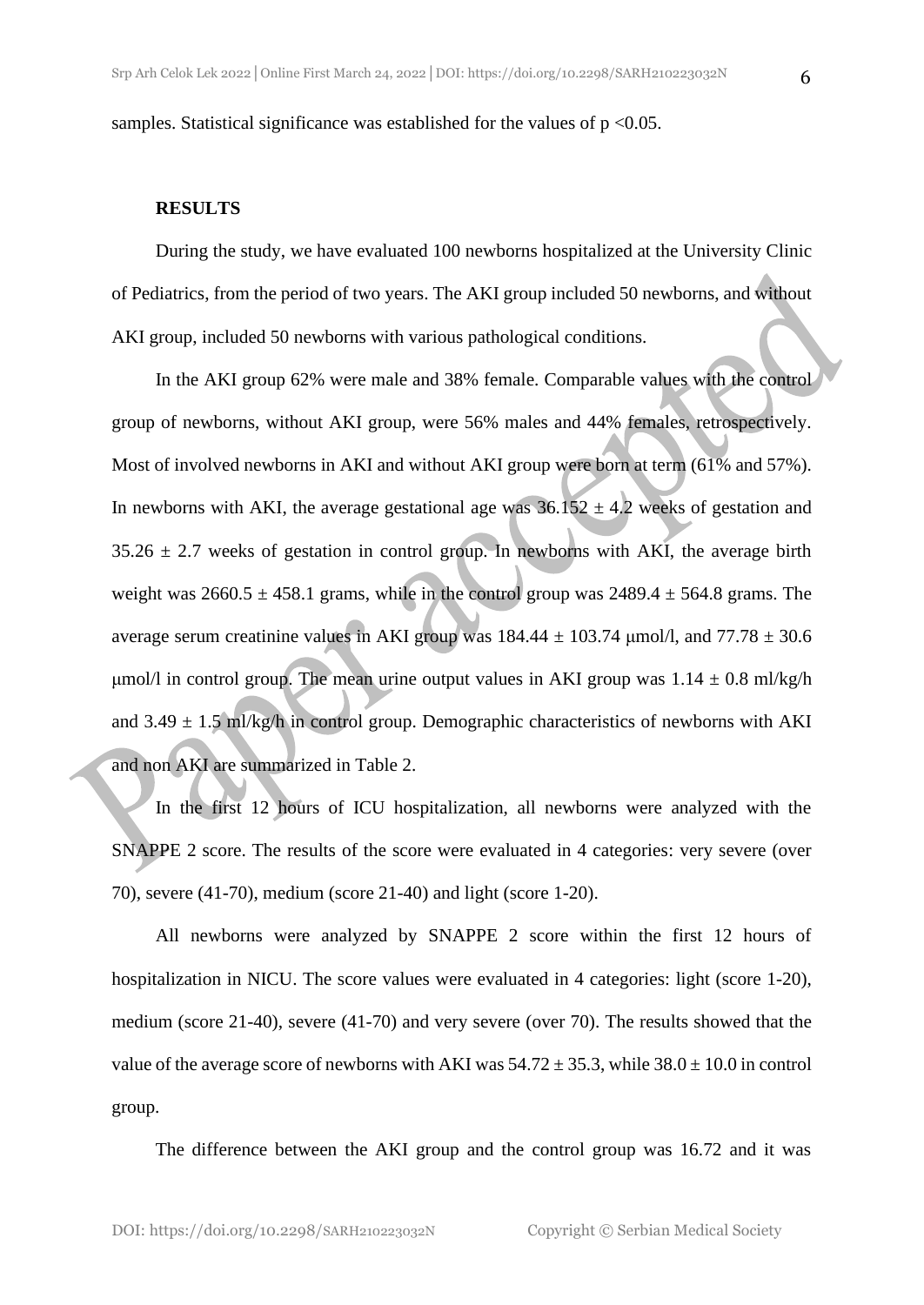samples. Statistical significance was established for the values of $p < 0.05$.

**RESULTS**

During the study, we have evaluated 100 newborns hospitalized at the University Clinic of Pediatrics, from the period of two years. The AKI group included 50 newborns, and without AKI group, included 50 newborns with various pathological conditions.

In the AKI group 62% were male and 38% female. Comparable values with the control group of newborns, without AKI group, were 56% males and 44% females, retrospectively. Most of involved newborns in AKI and without AKI group were born at term (61% and 57%). In newborns with AKI, the average gestational age was $36.152 \pm 4.2$ weeks of gestation and $35.26 \pm 2.7$ weeks of gestation in control group. In newborns with AKI, the average birth weight was $2660.5 \pm 458.1$ grams, while in the control group was $2489.4 \pm 564.8$ grams. The average serum creatinine values in AKI group was $184.44 \pm 103.74$ μmol/l, and $77.78 \pm 30.6$ μmol/l in control group. The mean urine output values in AKI group was $1.14 \pm 0.8$ ml/kg/h and $3.49 \pm 1.5$ ml/kg/h in control group. Demographic characteristics of newborns with AKI and non AKI are summarized in Table 2.

In the first 12 hours of ICU hospitalization, all newborns were analyzed with the SNAPPE 2 score. The results of the score were evaluated in 4 categories: very severe (over 70), severe (41-70), medium (score 21-40) and light (score 1-20).

All newborns were analyzed by SNAPPE 2 score within the first 12 hours of hospitalization in NICU. The score values were evaluated in 4 categories: light (score 1-20), medium (score 21-40), severe (41-70) and very severe (over 70). The results showed that the value of the average score of newborns with AKI was $54.72 \pm 35.3$, while $38.0 \pm 10.0$ in control group.

The difference between the AKI group and the control group was 16.72 and it was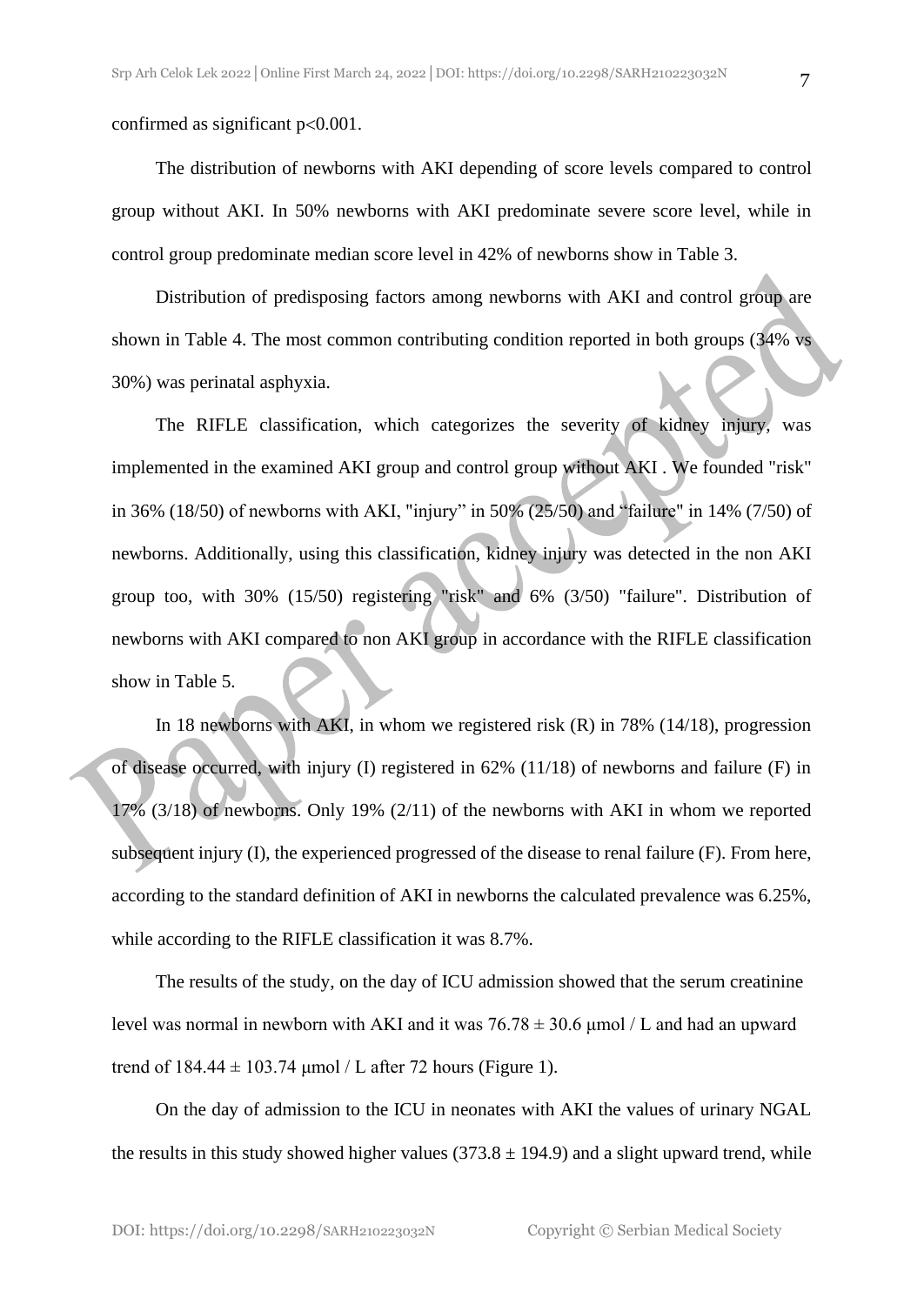confirmed as significant p<0.001.

The distribution of newborns with AKI depending of score levels compared to control group without AKI. In 50% newborns with AKI predominate severe score level, while in control group predominate median score level in 42% of newborns show in Table 3.

Distribution of predisposing factors among newborns with AKI and control group are shown in Table 4. The most common contributing condition reported in both groups (34% vs 30%) was perinatal asphyxia.

The RIFLE classification, which categorizes the severity of kidney injury, was implemented in the examined AKI group and control group without AKI . We founded "risk" in 36% (18/50) of newborns with AKI, "injury" in 50% (25/50) and "failure" in 14% (7/50) of newborns. Additionally, using this classification, kidney injury was detected in the non AKI group too, with 30% (15/50) registering "risk" and 6% (3/50) "failure". Distribution of newborns with AKI compared to non AKI group in accordance with the RIFLE classification show in Table 5.

In 18 newborns with AKI, in whom we registered risk (R) in 78% (14/18), progression of disease occurred, with injury (I) registered in 62% (11/18) of newborns and failure (F) in 17% (3/18) of newborns. Only 19% (2/11) of the newborns with AKI in whom we reported subsequent injury (I), the experienced progressed of the disease to renal failure (F). From here, according to the standard definition of AKI in newborns the calculated prevalence was 6.25%, while according to the RIFLE classification it was 8.7%.

The results of the study, on the day of ICU admission showed that the serum creatinine level was normal in newborn with AKI and it was $76.78 \pm 30.6$ µmol / L and had an upward trend of $184.44 \pm 103.74$ µmol / L after 72 hours (Figure 1).

On the day of admission to the ICU in neonates with AKI the values of urinary NGAL the results in this study showed higher values ($373.8 \pm 194.9$) and a slight upward trend, while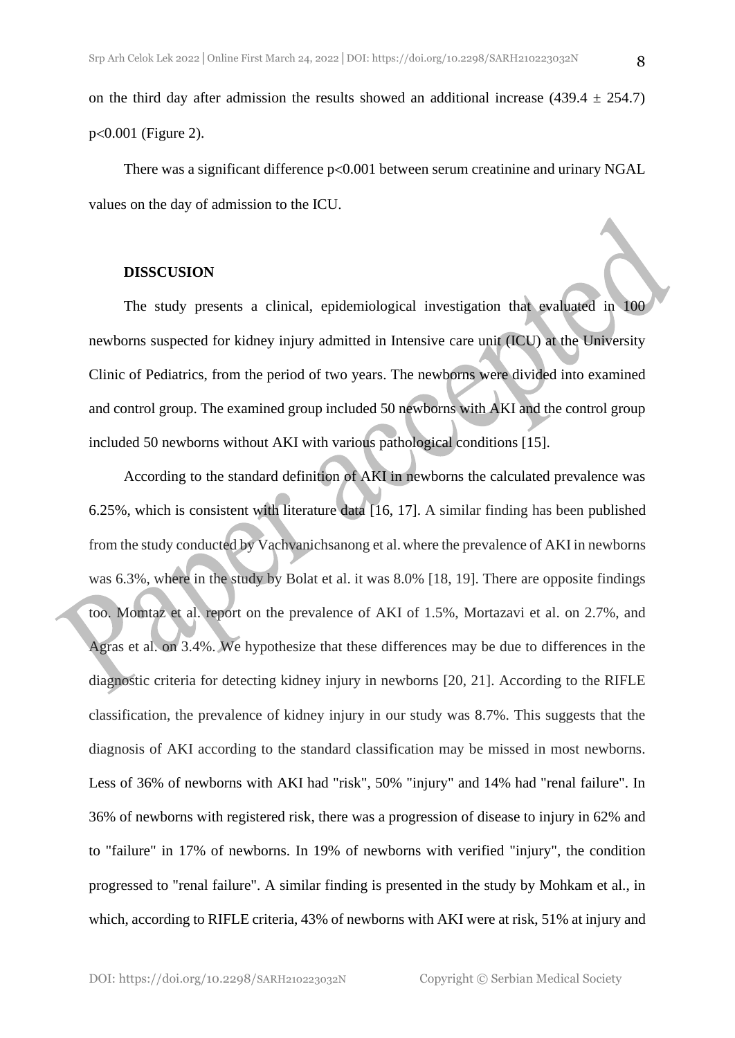on the third day after admission the results showed an additional increase ($439.4 \pm 254.7$) $p<0.001$ (Figure 2).

There was a significant difference $p<0.001$ between serum creatinine and urinary NGAL values on the day of admission to the ICU.

## DISSCUSION

The study presents a clinical, epidemiological investigation that evaluated in 100 newborns suspected for kidney injury admitted in Intensive care unit (ICU) at the University Clinic of Pediatrics, from the period of two years. The newborns were divided into examined and control group. The examined group included 50 newborns with AKI and the control group included 50 newborns without AKI with various pathological conditions [15].

According to the standard definition of AKI in newborns the calculated prevalence was 6.25%, which is consistent with literature data [16, 17]. A similar finding has been published from the study conducted by Vachvanichsanong et al. where the prevalence of AKI in newborns was 6.3%, where in the study by Bolat et al. it was 8.0% [18, 19]. There are opposite findings too. Momtaz et al. report on the prevalence of AKI of 1.5%, Mortazavi et al. on 2.7%, and Agras et al. on 3.4%. We hypothesize that these differences may be due to differences in the diagnostic criteria for detecting kidney injury in newborns [20, 21]. According to the RIFLE classification, the prevalence of kidney injury in our study was 8.7%. This suggests that the diagnosis of AKI according to the standard classification may be missed in most newborns. Less of 36% of newborns with AKI had "risk", 50% "injury" and 14% had "renal failure". In 36% of newborns with registered risk, there was a progression of disease to injury in 62% and to "failure" in 17% of newborns. In 19% of newborns with verified "injury", the condition progressed to "renal failure". A similar finding is presented in the study by Mohkam et al., in which, according to RIFLE criteria, 43% of newborns with AKI were at risk, 51% at injury and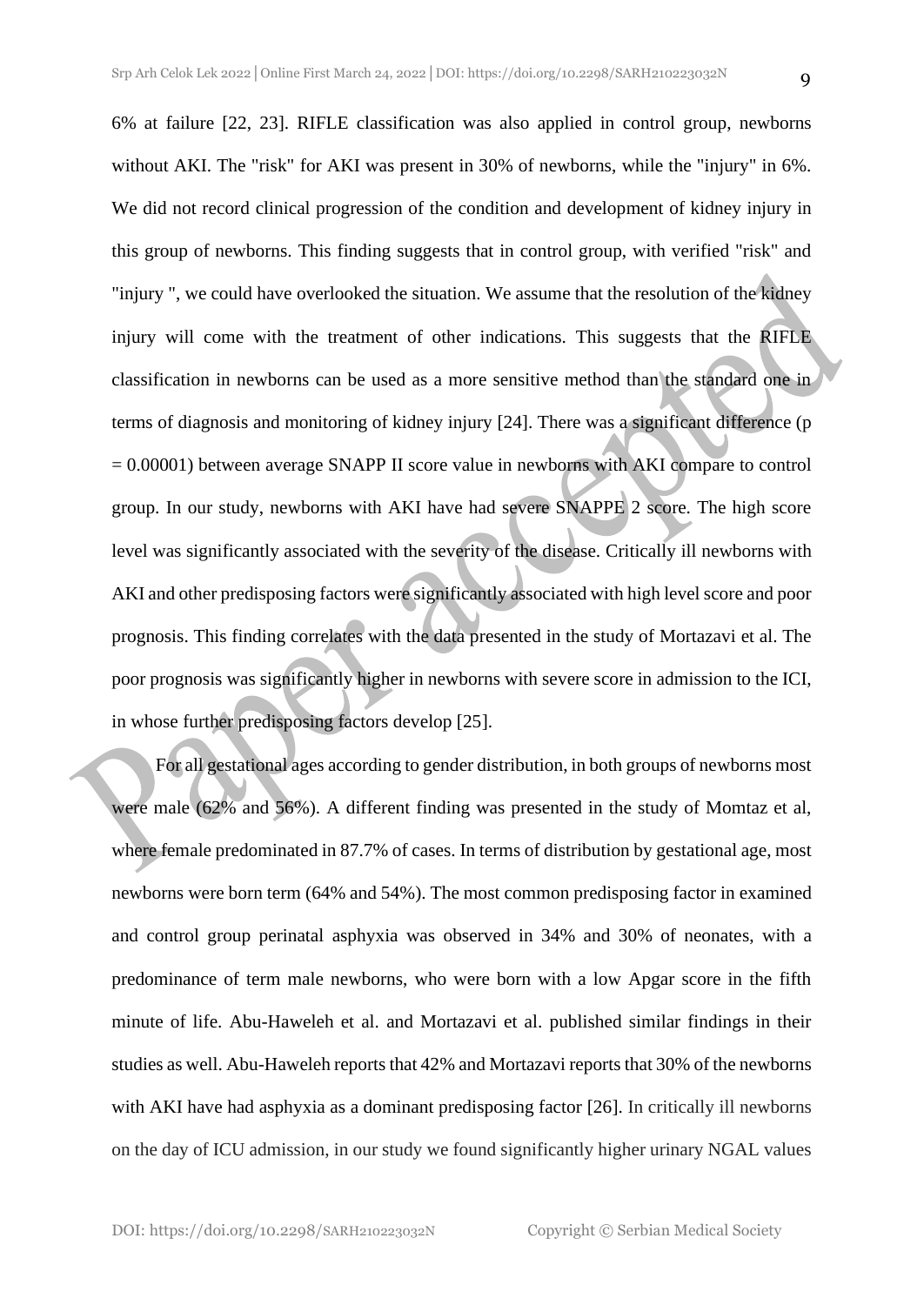6% at failure [22, 23]. RIFLE classification was also applied in control group, newborns without AKI. The "risk" for AKI was present in 30% of newborns, while the "injury" in 6%. We did not record clinical progression of the condition and development of kidney injury in this group of newborns. This finding suggests that in control group, with verified "risk" and "injury ", we could have overlooked the situation. We assume that the resolution of the kidney injury will come with the treatment of other indications. This suggests that the RIFLE classification in newborns can be used as a more sensitive method than the standard one in terms of diagnosis and monitoring of kidney injury [24]. There was a significant difference ($p = 0.00001$) between average SNAPP II score value in newborns with AKI compare to control group. In our study, newborns with AKI have had severe SNAPPE 2 score. The high score level was significantly associated with the severity of the disease. Critically ill newborns with AKI and other predisposing factors were significantly associated with high level score and poor prognosis. This finding correlates with the data presented in the study of Mortazavi et al. The poor prognosis was significantly higher in newborns with severe score in admission to the ICI, in whose further predisposing factors develop [25].

For all gestational ages according to gender distribution, in both groups of newborns most were male (62% and 56%). A different finding was presented in the study of Momtaz et al, where female predominated in 87.7% of cases. In terms of distribution by gestational age, most newborns were born term (64% and 54%). The most common predisposing factor in examined and control group perinatal asphyxia was observed in 34% and 30% of neonates, with a predominance of term male newborns, who were born with a low Apgar score in the fifth minute of life. Abu-Haweleh et al. and Mortazavi et al. published similar findings in their studies as well. Abu-Haweleh reports that 42% and Mortazavi reports that 30% of the newborns with AKI have had asphyxia as a dominant predisposing factor [26]. In critically ill newborns on the day of ICU admission, in our study we found significantly higher urinary NGAL values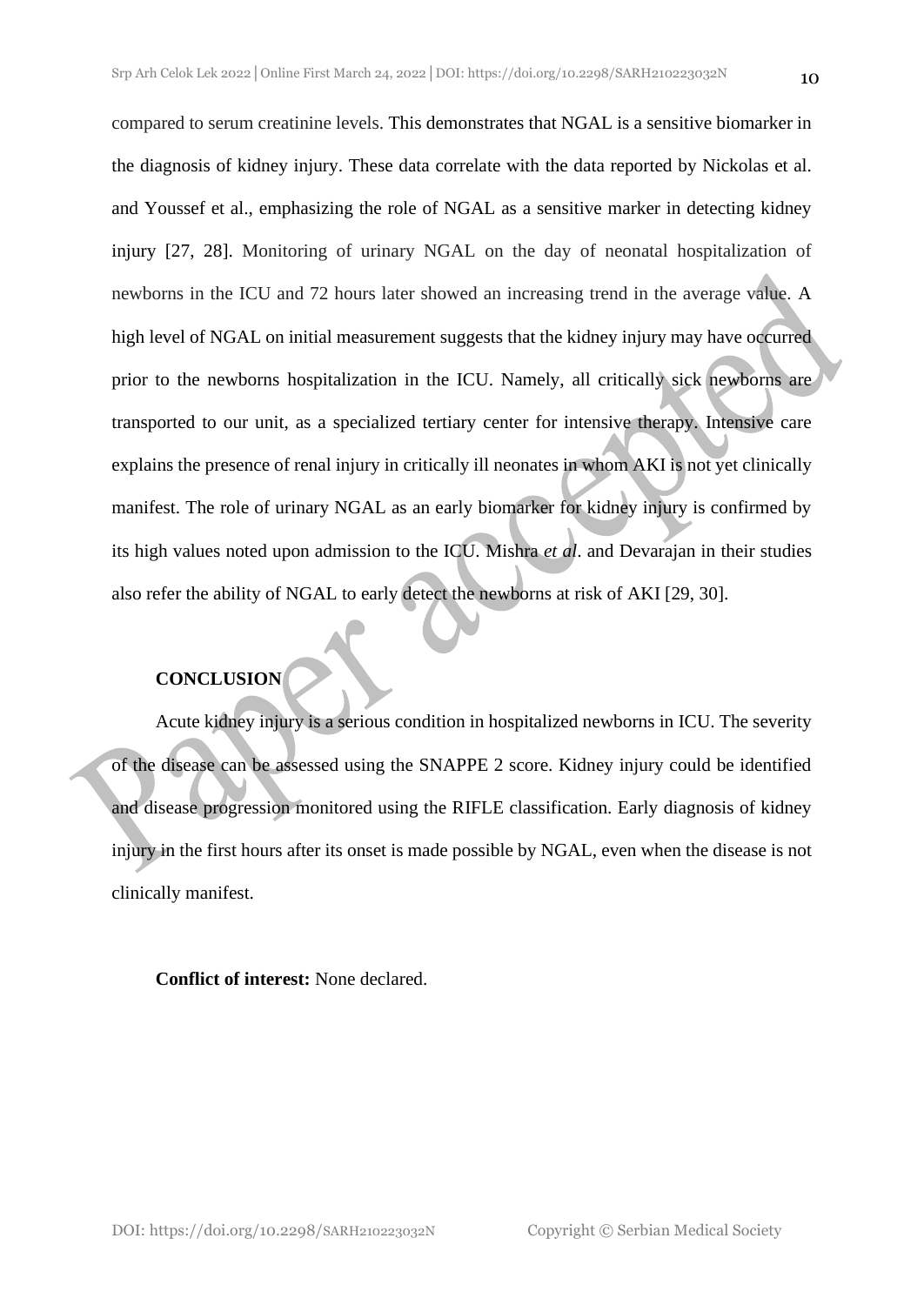compared to serum creatinine levels. This demonstrates that NGAL is a sensitive biomarker in the diagnosis of kidney injury. These data correlate with the data reported by Nickolas et al. and Youssef et al., emphasizing the role of NGAL as a sensitive marker in detecting kidney injury [27, 28]. Monitoring of urinary NGAL on the day of neonatal hospitalization of newborns in the ICU and 72 hours later showed an increasing trend in the average value. A high level of NGAL on initial measurement suggests that the kidney injury may have occurred prior to the newborns hospitalization in the ICU. Namely, all critically sick newborns are transported to our unit, as a specialized tertiary center for intensive therapy. Intensive care explains the presence of renal injury in critically ill neonates in whom AKI is not yet clinically manifest. The role of urinary NGAL as an early biomarker for kidney injury is confirmed by its high values noted upon admission to the ICU. Mishra *et al*. and Devarajan in their studies also refer the ability of NGAL to early detect the newborns at risk of AKI [29, 30].

## CONCLUSION

Acute kidney injury is a serious condition in hospitalized newborns in ICU. The severity of the disease can be assessed using the SNAPPE 2 score. Kidney injury could be identified and disease progression monitored using the RIFLE classification. Early diagnosis of kidney injury in the first hours after its onset is made possible by NGAL, even when the disease is not clinically manifest.

**Conflict of interest:** None declared.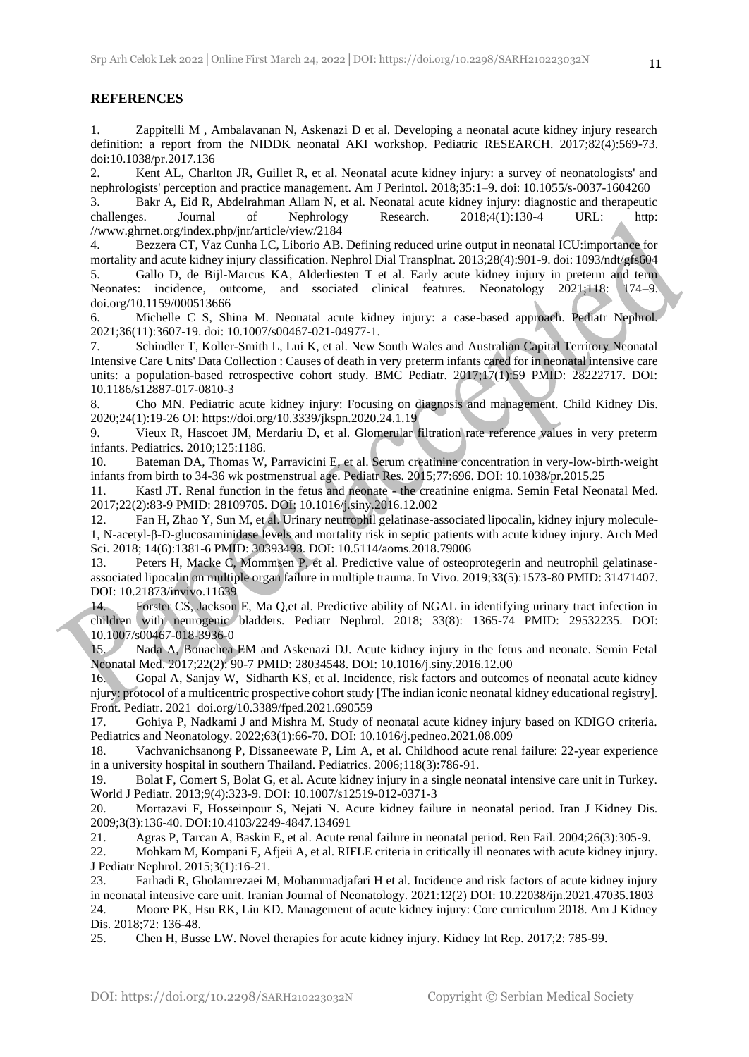## REFERENCES

1. Zappitelli M , Ambalavanan N, Askenazi D et al. Developing a neonatal acute kidney injury research definition: a report from the NIDDK neonatal AKI workshop. Pediatric RESEARCH. 2017;82(4):569-73. doi:10.1038/pr.2017.136
2. Kent AL, Charlton JR, Guillet R, et al. Neonatal acute kidney injury: a survey of neonatologists' and nephrologists' perception and practice management. Am J Perintol. 2018;35:1–9. doi: 10.1055/s-0037-1604260
3. Bakr A, Eid R, Abdelrahman Allam N, et al. Neonatal acute kidney injury: diagnostic and therapeutic challenges. Journal of Nephrology Research. 2018;4(1):130-4 URL: http: //www.ghrnet.org/index.php/jnr/article/view/2184
4. Bezzera CT, Vaz Cunha LC, Liborio AB. Defining reduced urine output in neonatal ICU:importance for mortality and acute kidney injury classification. Nephrol Dial Transplnat. 2013;28(4):901-9. doi: 1093/ndt/gfs604
5. Gallo D, de Bijl-Marcus KA, Alderliesten T et al. Early acute kidney injury in preterm and term Neonates: incidence, outcome, and ssociated clinical features. Neonatology 2021;118: 174–9. doi.org/10.1159/000513666
6. Michelle C S, Shina M. Neonatal acute kidney injury: a case-based approach. Pediatr Nephrol. 2021;36(11):3607-19. doi: 10.1007/s00467-021-04977-1.
7. Schindler T, Koller-Smith L, Lui K, et al. New South Wales and Australian Capital Territory Neonatal Intensive Care Units' Data Collection : Causes of death in very preterm infants cared for in neonatal intensive care units: a population-based retrospective cohort study. BMC Pediatr. 2017;17(1):59 PMID: 28222717. DOI: 10.1186/s12887-017-0810-3
8. Cho MN. Pediatric acute kidney injury: Focusing on diagnosis and management. Child Kidney Dis. 2020;24(1):19-26 OI: https://doi.org/10.3339/jkspn.2020.24.1.19
9. Vieux R, Hascoet JM, Merdariu D, et al. Glomerular filtration rate reference values in very preterm infants. Pediatrics. 2010;125:1186.
10. Bateman DA, Thomas W, Parravicini E, et al. Serum creatinine concentration in very-low-birth-weight infants from birth to 34-36 wk postmenstrual age. Pediatr Res. 2015;77:696. DOI: 10.1038/pr.2015.25
11. Kastl JT. Renal function in the fetus and neonate - the creatinine enigma. Semin Fetal Neonatal Med. 2017;22(2):83-9 PMID: 28109705. DOI: 10.1016/j.siny.2016.12.002
12. Fan H, Zhao Y, Sun M, et al. Urinary neutrophil gelatinase-associated lipocalin, kidney injury molecule-1, N-acetyl-β-D-glucosaminidase levels and mortality risk in septic patients with acute kidney injury. Arch Med Sci. 2018; 14(6):1381-6 PMID: 30393493. DOI: 10.5114/aoms.2018.79006
13. Peters H, Macke C, Mommsen P, et al. Predictive value of osteoprotegerin and neutrophil gelatinase-associated lipocalin on multiple organ failure in multiple trauma. In Vivo. 2019;33(5):1573-80 PMID: 31471407. DOI: 10.21873/invivo.11639
14. Forster CS, Jackson E, Ma Q,et al. Predictive ability of NGAL in identifying urinary tract infection in children with neurogenic bladders. Pediatr Nephrol. 2018; 33(8): 1365-74 PMID: 29532235. DOI: 10.1007/s00467-018-3936-0
15. Nada A, Bonachea EM and Askenazi DJ. Acute kidney injury in the fetus and neonate. Semin Fetal Neonatal Med. 2017;22(2): 90-7 PMID: 28034548. DOI: 10.1016/j.siny.2016.12.00
16. Gopal A, Sanjay W, Sidharth KS, et al. Incidence, risk factors and outcomes of neonatal acute kidney njury: protocol of a multicentric prospective cohort study [The indian iconic neonatal kidney educational registry]. Front. Pediatr. 2021 doi.org/10.3389/fped.2021.690559
17. Gohiya P, Nadkami J and Mishra M. Study of neonatal acute kidney injury based on KDIGO criteria. Pediatrics and Neonatology. 2022;63(1):66-70. DOI: 10.1016/j.pedneo.2021.08.009
18. Vachvanichsanong P, Dissaneewate P, Lim A, et al. Childhood acute renal failure: 22-year experience in a university hospital in southern Thailand. Pediatrics. 2006;118(3):786-91.
19. Bolat F, Comert S, Bolat G, et al. Acute kidney injury in a single neonatal intensive care unit in Turkey. World J Pediatr. 2013;9(4):323-9. DOI: 10.1007/s12519-012-0371-3
20. Mortazavi F, Hosseinpour S, Nejati N. Acute kidney failure in neonatal period. Iran J Kidney Dis. 2009;3(3):136-40. DOI:10.4103/2249-4847.134691
21. Agras P, Tarcan A, Baskin E, et al. Acute renal failure in neonatal period. Ren Fail. 2004;26(3):305-9.
22. Mohkam M, Kompani F, Afjeii A, et al. RIFLE criteria in critically ill neonates with acute kidney injury. J Pediatr Nephrol. 2015;3(1):16-21.
23. Farhadi R, Gholamrezaei M, Mohammadjafari H et al. Incidence and risk factors of acute kidney injury in neonatal intensive care unit. Iranian Journal of Neonatology. 2021:12(2) DOI: 10.22038/ijn.2021.47035.1803
24. Moore PK, Hsu RK, Liu KD. Management of acute kidney injury: Core curriculum 2018. Am J Kidney Dis. 2018;72: 136-48.
25. Chen H, Busse LW. Novel therapies for acute kidney injury. Kidney Int Rep. 2017;2: 785-99.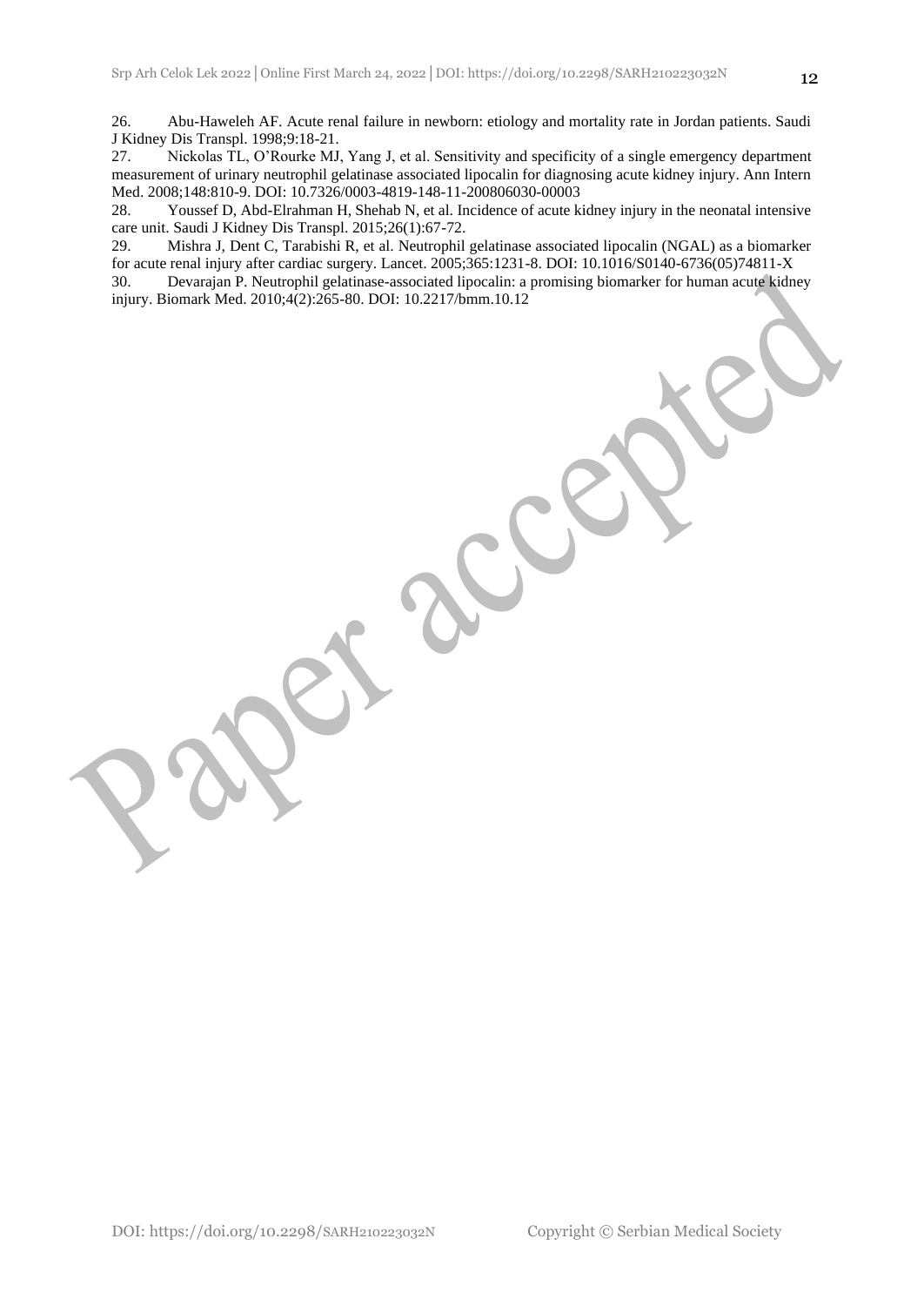26. Abu-Haweleh AF. Acute renal failure in newborn: etiology and mortality rate in Jordan patients. Saudi J Kidney Dis Transpl. 1998;9:18-21.
27. Nickolas TL, O'Rourke MJ, Yang J, et al. Sensitivity and specificity of a single emergency department measurement of urinary neutrophil gelatinase associated lipocalin for diagnosing acute kidney injury. Ann Intern Med. 2008;148:810-9. DOI: 10.7326/0003-4819-148-11-200806030-00003
28. Youssef D, Abd-Elrahman H, Shehab N, et al. Incidence of acute kidney injury in the neonatal intensive care unit. Saudi J Kidney Dis Transpl. 2015;26(1):67-72.
29. Mishra J, Dent C, Tarabishi R, et al. Neutrophil gelatinase associated lipocalin (NGAL) as a biomarker for acute renal injury after cardiac surgery. Lancet. 2005;365:1231-8. DOI: 10.1016/S0140-6736(05)74811-X
30. Devarajan P. Neutrophil gelatinase-associated lipocalin: a promising biomarker for human acute kidney injury. Biomark Med. 2010;4(2):265-80. DOI: 10.2217/bmm.10.12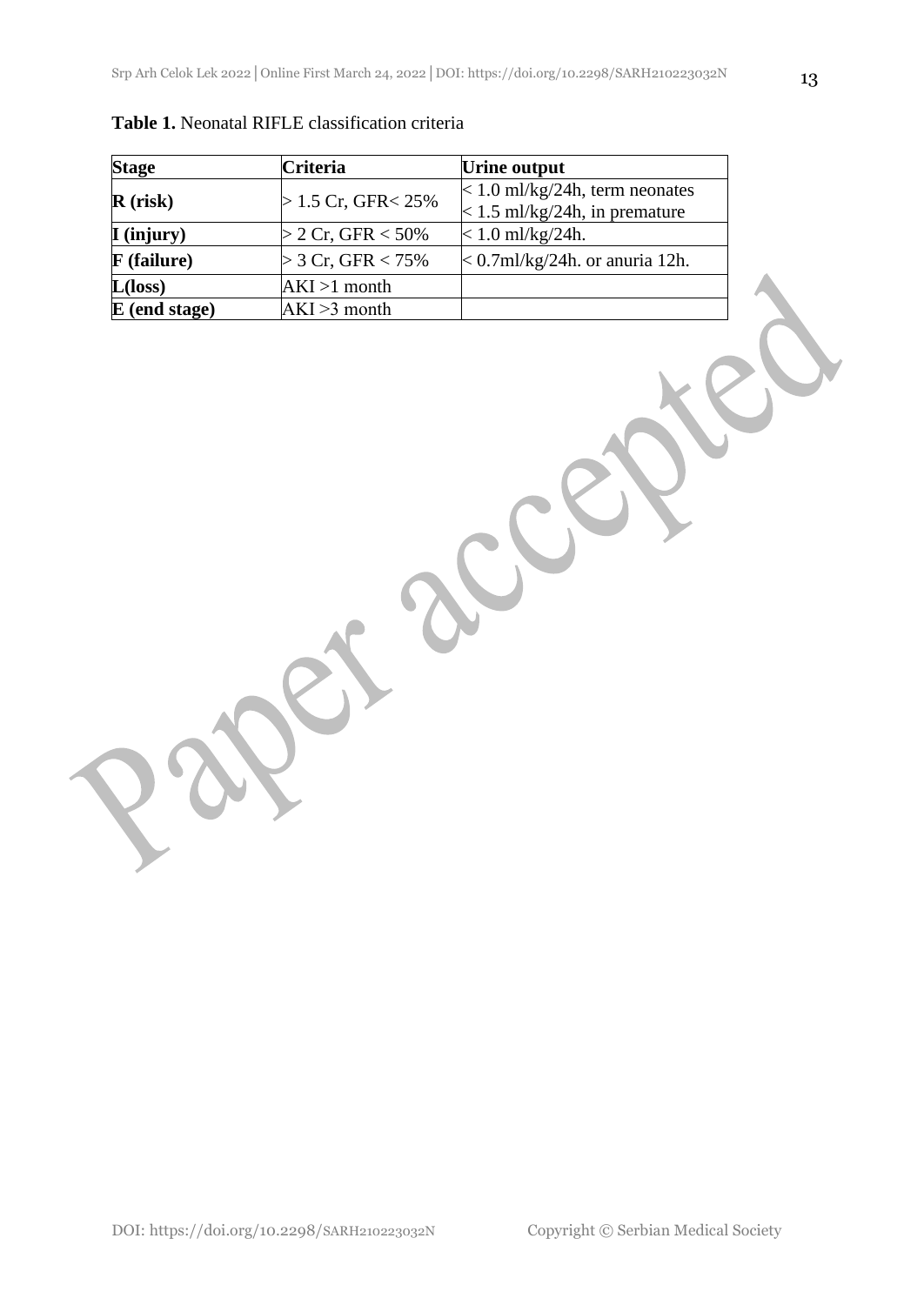**Table 1.** Neonatal RIFLE classification criteria

| **Stage** | **Criteria** | **Urine output** |
|---|---|---|
| **R (risk)** | > 1.5 Cr, GFR< 25% | < 1.0 ml/kg/24h, term neonates<br>< 1.5 ml/kg/24h, in premature |
| **I (injury)** | > 2 Cr, GFR < 50% | < 1.0 ml/kg/24h. |
| **F (failure)** | > 3 Cr, GFR < 75% | < 0.7ml/kg/24h. or anuria 12h. |
| **L(loss)** | AKI >1 month | |
| **E (end stage)** | AKI >3 month | |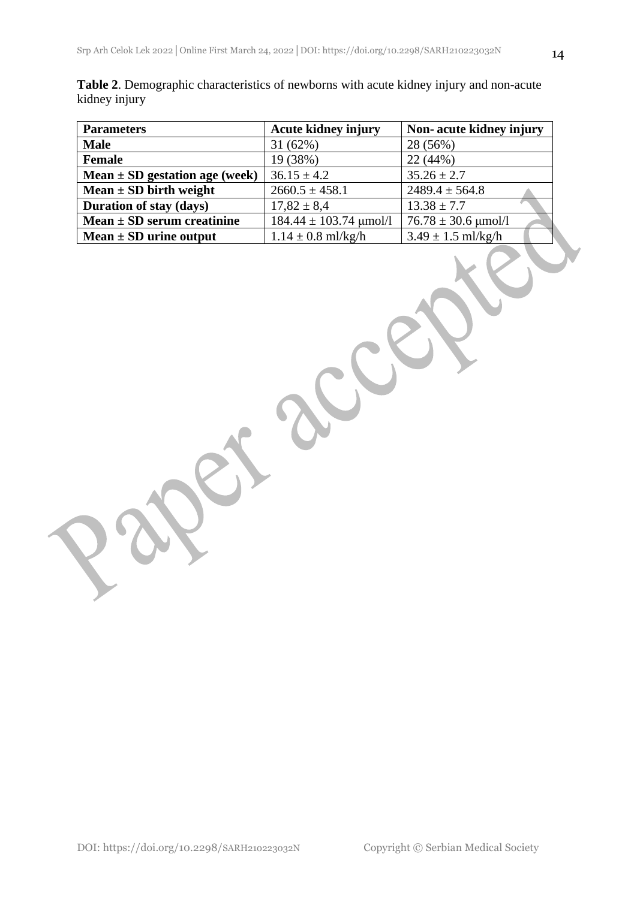**Table 2**. Demographic characteristics of newborns with acute kidney injury and non-acute kidney injury

| Parameters | Acute kidney injury | Non- acute kidney injury |
|---|---|---|
| **Male** | 31 (62%) | 28 (56%) |
| **Female** | 19 (38%) | 22 (44%) |
| **Mean ± SD gestation age (week)** | 36.15 ± 4.2 | 35.26 ± 2.7 |
| **Mean ± SD birth weight** | 2660.5 ± 458.1 | 2489.4 ± 564.8 |
| **Duration of stay (days)** | 17,82 ± 8,4 | 13.38 ± 7.7 |
| **Mean ± SD serum creatinine** | 184.44 ± 103.74 μmol/l | 76.78 ± 30.6 μmol/l |
| **Mean ± SD urine output** | 1.14 ± 0.8 ml/kg/h | 3.49 ± 1.5 ml/kg/h |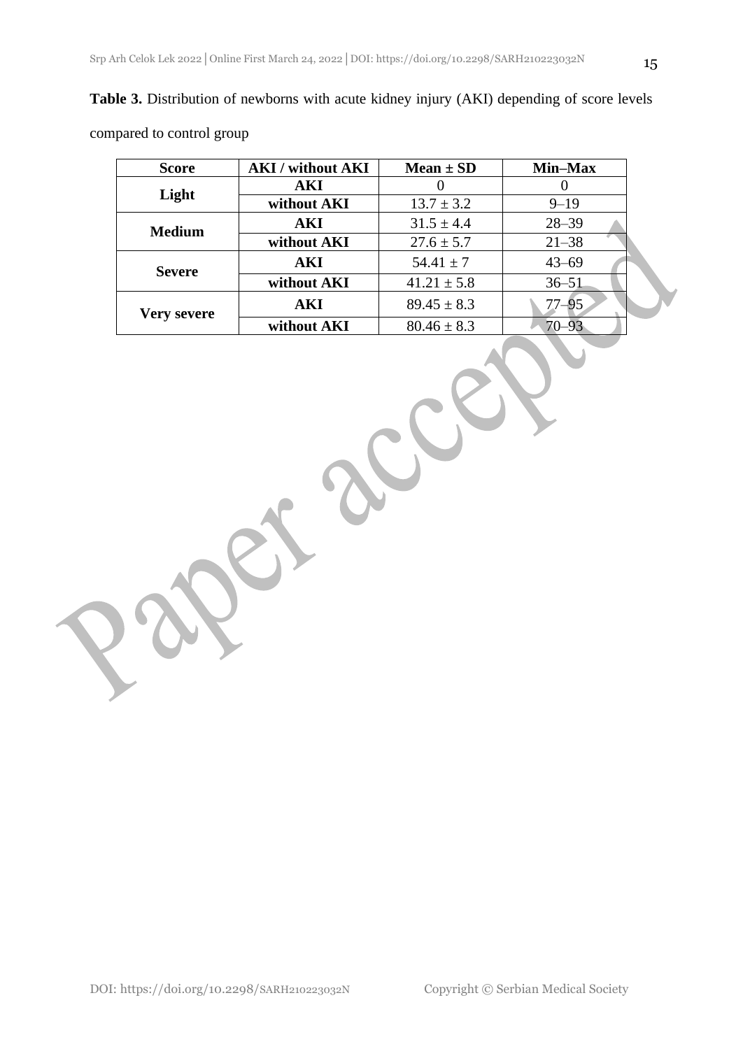**Table 3.** Distribution of newborns with acute kidney injury (AKI) depending of score levels compared to control group

| Score | AKI / without AKI | Mean ± SD | Min–Max |
|---|---|---|---|
| Light | AKI | 0 | 0 |
| | without AKI | 13.7 ± 3.2 | 9–19 |
| Medium | AKI | 31.5 ± 4.4 | 28–39 |
| | without AKI | 27.6 ± 5.7 | 21–38 |
| Severe | AKI | 54.41 ± 7 | 43–69 |
| | without AKI | 41.21 ± 5.8 | 36–51 |
| Very severe | AKI | 89.45 ± 8.3 | 77–95 |
| | without AKI | 80.46 ± 8.3 | 70–93 |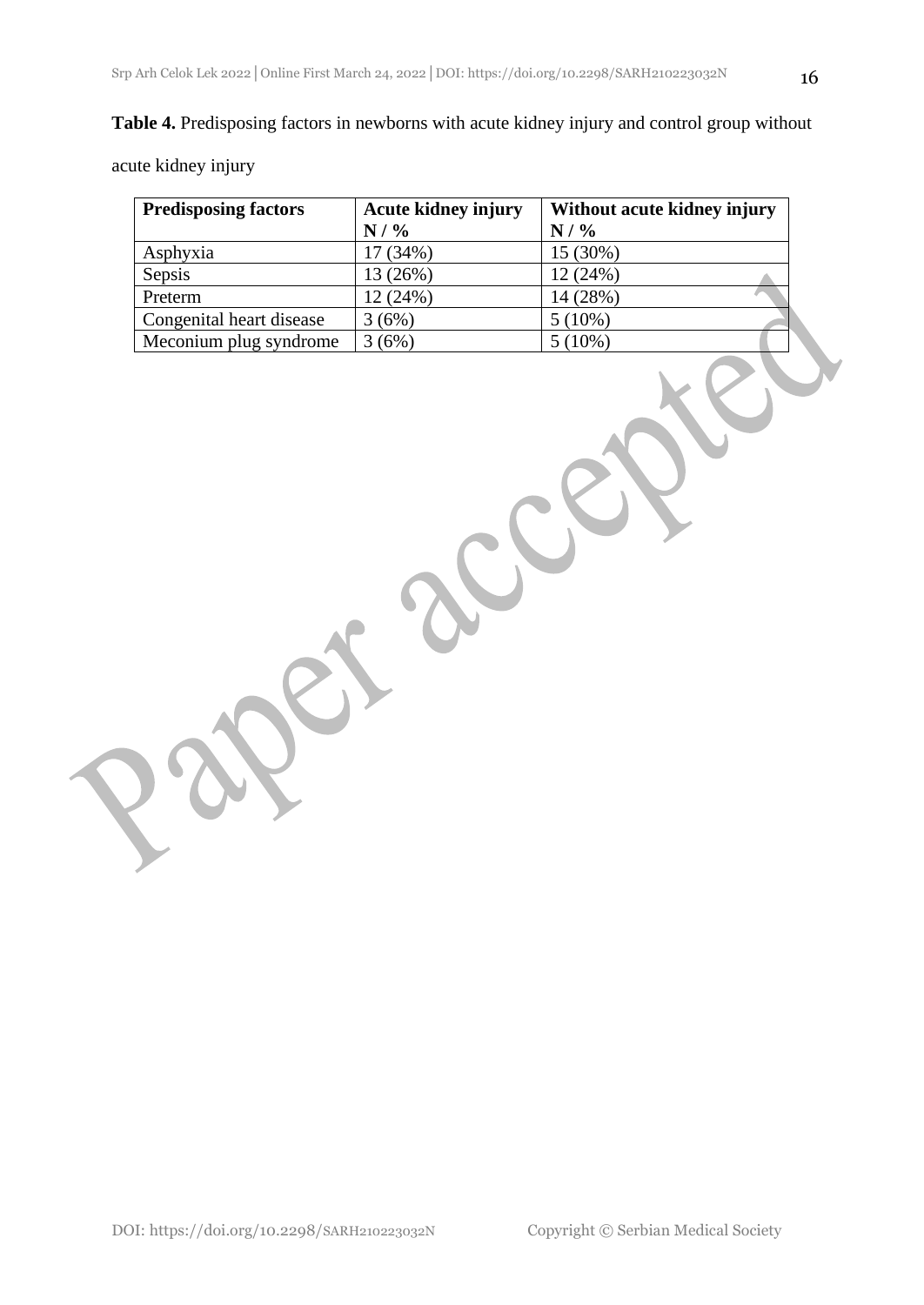**Table 4.** Predisposing factors in newborns with acute kidney injury and control group without acute kidney injury

| Predisposing factors | Acute kidney injury N / % | Without acute kidney injury N / % |
|---|---|---|
| Asphyxia | 17 (34%) | 15 (30%) |
| Sepsis | 13 (26%) | 12 (24%) |
| Preterm | 12 (24%) | 14 (28%) |
| Congenital heart disease | 3 (6%) | 5 (10%) |
| Meconium plug syndrome | 3 (6%) | 5 (10%) |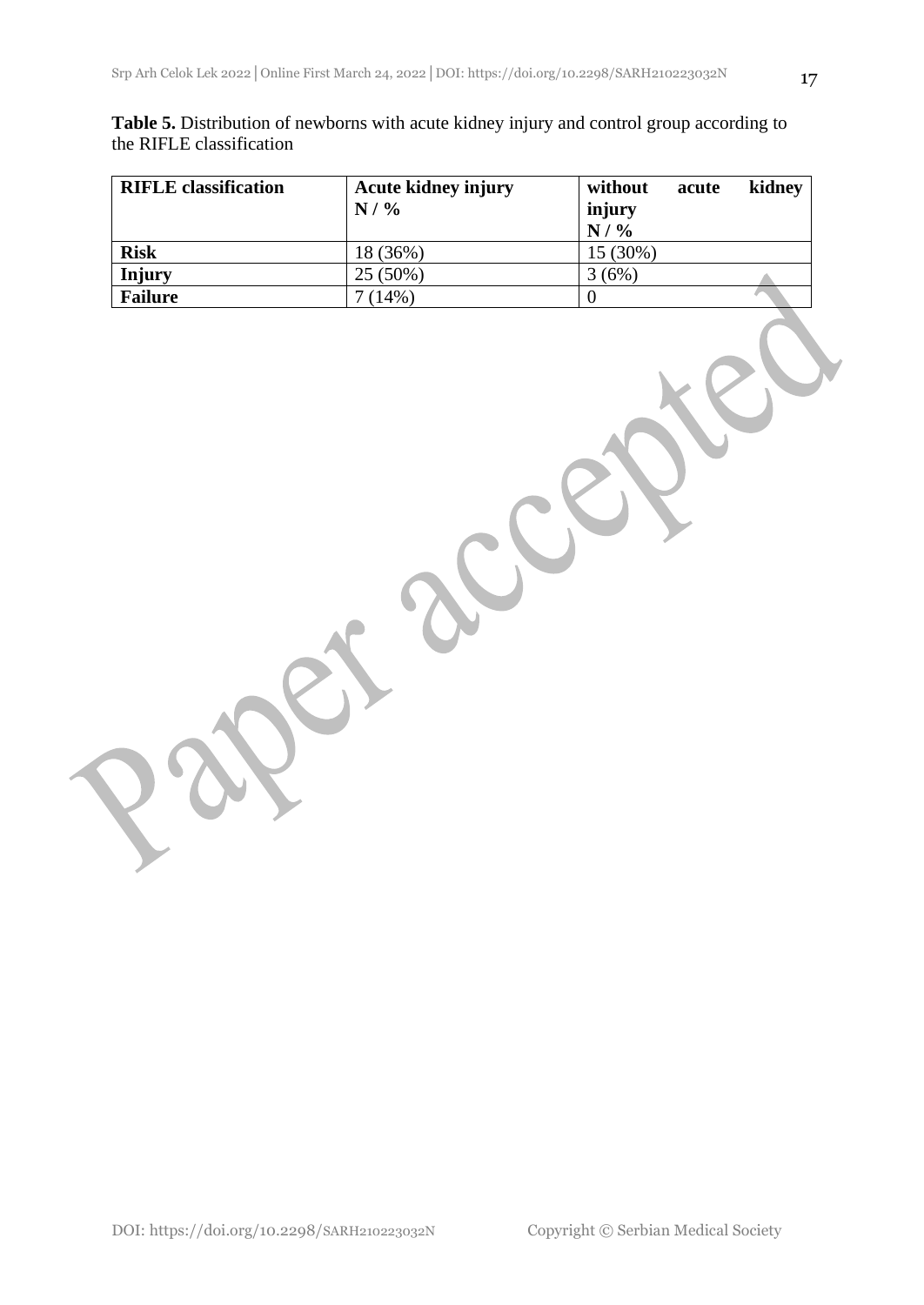**Table 5.** Distribution of newborns with acute kidney injury and control group according to the RIFLE classification

| RIFLE classification | Acute kidney injury N / % | without acute kidney injury N / % |
| --- | --- | --- |
| **Risk** | 18 (36%) | 15 (30%) |
| **Injury** | 25 (50%) | 3 (6%) |
| **Failure** | 7 (14%) | 0 |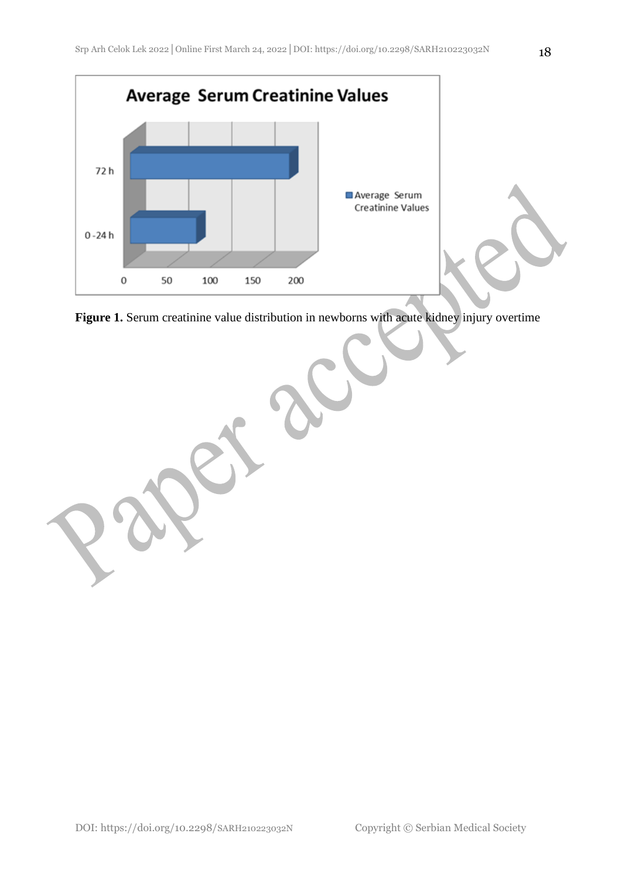**Figure 1.** Serum creatinine value distribution in newborns with acute kidney injury overtime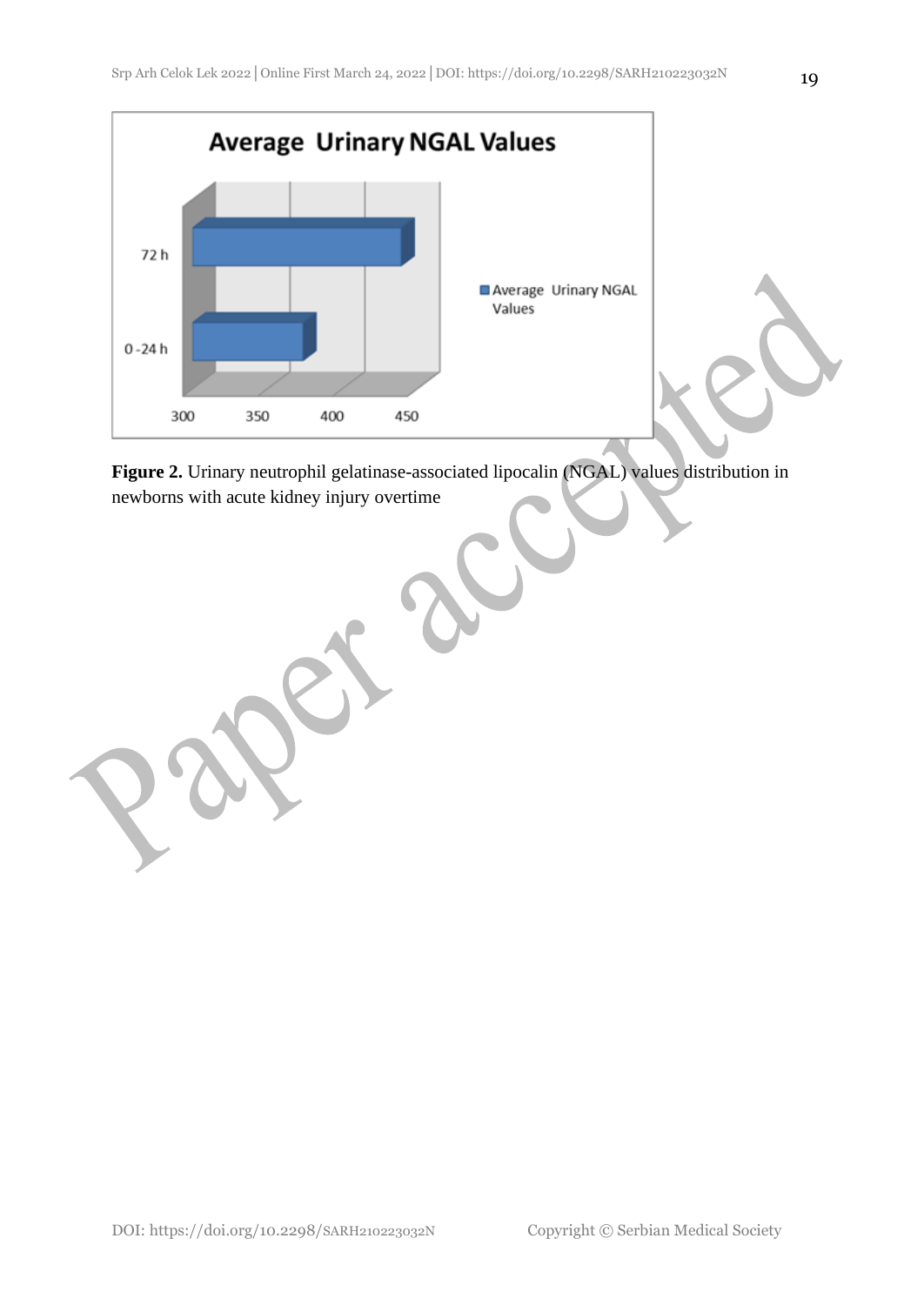Average Urinary NGAL Values

72 h

0 -24 h

300 350 400 450

Average Urinary NGAL Values

**Figure 2.** Urinary neutrophil gelatinase-associated lipocalin (NGAL) values distribution in newborns with acute kidney injury overtime